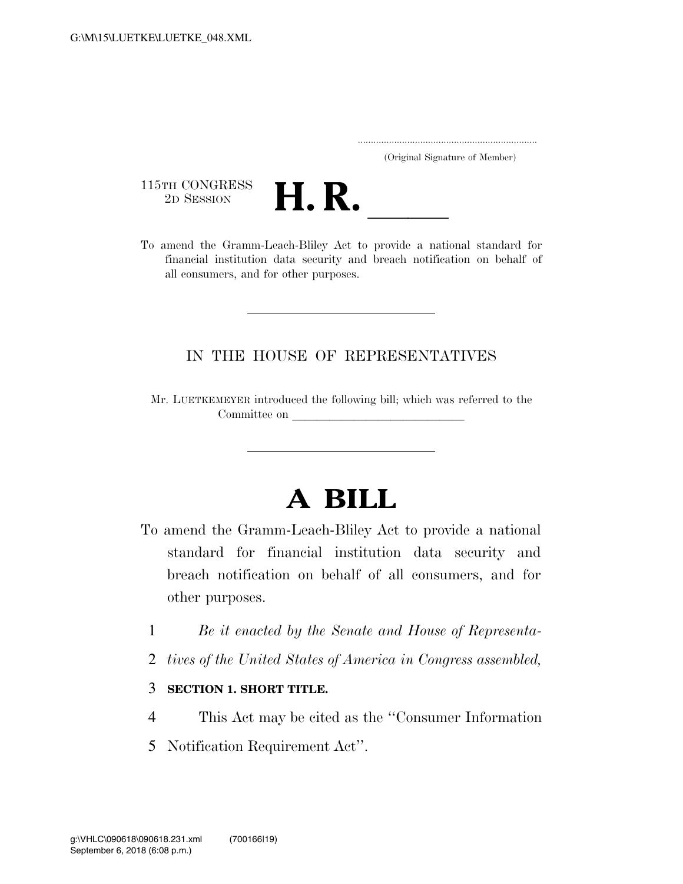G:\M\15\LUETKE\LUETKE_048.XML

.....................................................................
(Original Signature of Member)

115TH CONGRESS
2D SESSION

# H. R. ______

To amend the Gramm-Leach-Bliley Act to provide a national standard for financial institution data security and breach notification on behalf of all consumers, and for other purposes.

---

IN THE HOUSE OF REPRESENTATIVES

Mr. LUETKEMEYER introduced the following bill; which was referred to the Committee on ______________________________

---

# A BILL

To amend the Gramm-Leach-Bliley Act to provide a national standard for financial institution data security and breach notification on behalf of all consumers, and for other purposes.

1 *Be it enacted by the Senate and House of Representa-*
2 *tives of the United States of America in Congress assembled,*

3 **SECTION 1. SHORT TITLE.**

4 This Act may be cited as the ''Consumer Information
5 Notification Requirement Act''.

g:\VHLC\090618\090618.231.xml (700166|19)
September 6, 2018 (6:08 p.m.)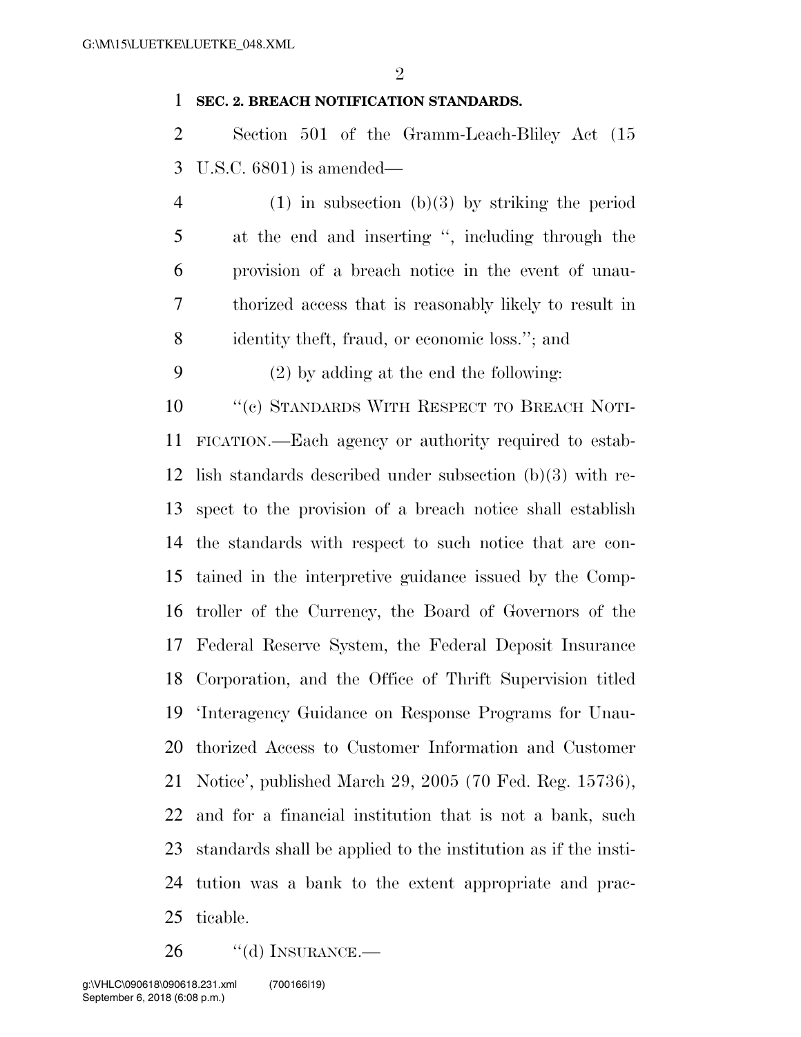**SEC. 2. BREACH NOTIFICATION STANDARDS.**

Section 501 of the Gramm-Leach-Bliley Act (15 U.S.C. 6801) is amended—

(1) in subsection (b)(3) by striking the period at the end and inserting ", including through the provision of a breach notice in the event of unauthorized access that is reasonably likely to result in identity theft, fraud, or economic loss."; and

(2) by adding at the end the following:

"(c) STANDARDS WITH RESPECT TO BREACH NOTIFICATION.—Each agency or authority required to establish standards described under subsection (b)(3) with respect to the provision of a breach notice shall establish the standards with respect to such notice that are contained in the interpretive guidance issued by the Comptroller of the Currency, the Board of Governors of the Federal Reserve System, the Federal Deposit Insurance Corporation, and the Office of Thrift Supervision titled 'Interagency Guidance on Response Programs for Unauthorized Access to Customer Information and Customer Notice', published March 29, 2005 (70 Fed. Reg. 15736), and for a financial institution that is not a bank, such standards shall be applied to the institution as if the institution was a bank to the extent appropriate and practicable.

"(d) INSURANCE.—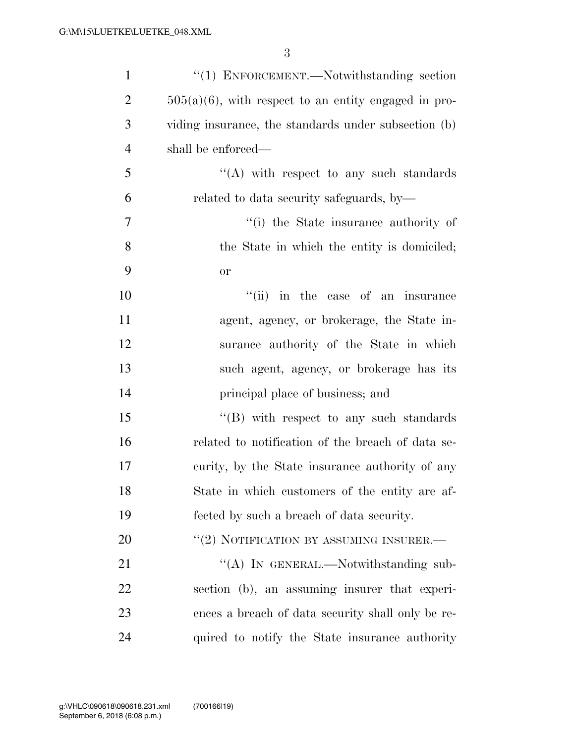"(1) ENFORCEMENT.—Notwithstanding section 505(a)(6), with respect to an entity engaged in providing insurance, the standards under subsection (b) shall be enforced—

"(A) with respect to any such standards related to data security safeguards, by—

"(i) the State insurance authority of the State in which the entity is domiciled; or

"(ii) in the case of an insurance agent, agency, or brokerage, the State insurance authority of the State in which such agent, agency, or brokerage has its principal place of business; and

"(B) with respect to any such standards related to notification of the breach of data security, by the State insurance authority of any State in which customers of the entity are affected by such a breach of data security.

"(2) NOTIFICATION BY ASSUMING INSURER.—

"(A) IN GENERAL.—Notwithstanding subsection (b), an assuming insurer that experiences a breach of data security shall only be required to notify the State insurance authority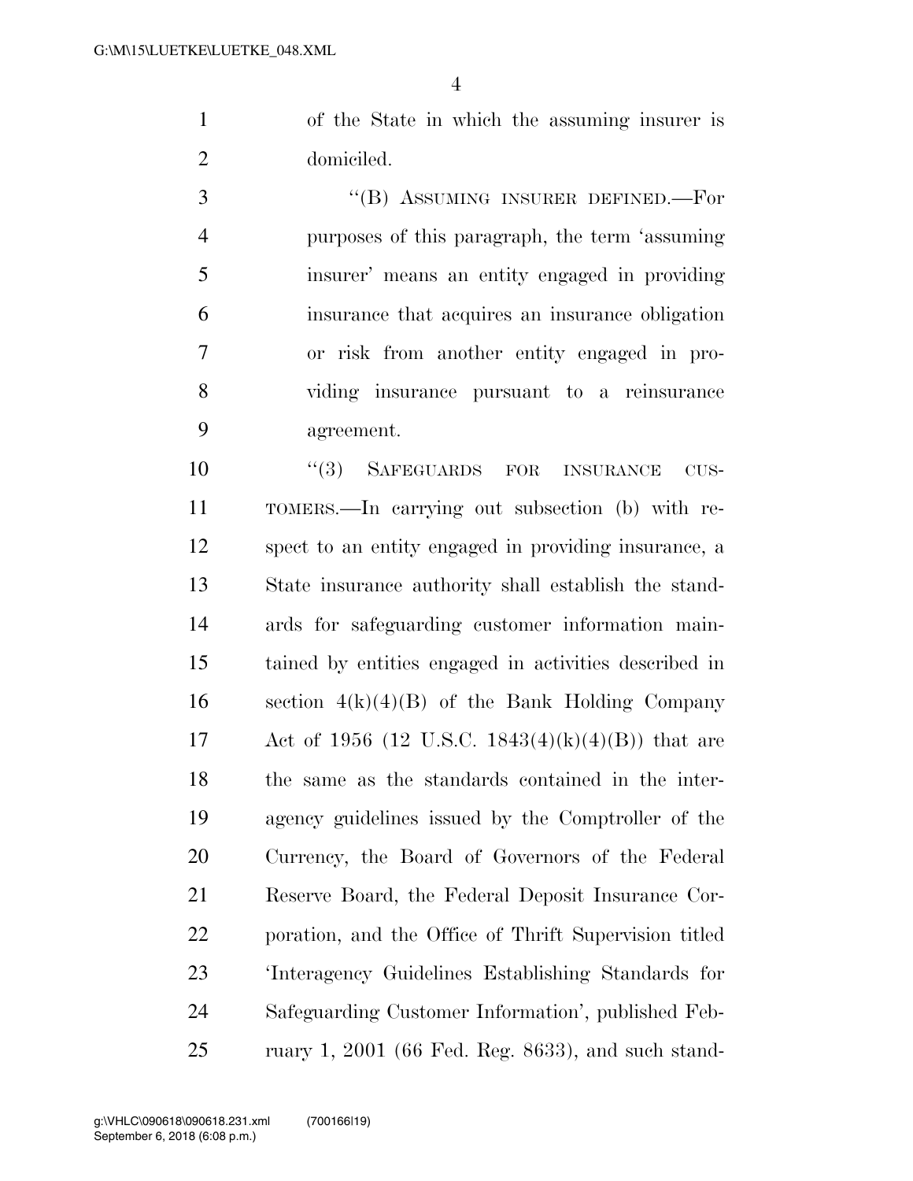of the State in which the assuming insurer is domiciled.

"(B) ASSUMING INSURER DEFINED.—For purposes of this paragraph, the term 'assuming insurer' means an entity engaged in providing insurance that acquires an insurance obligation or risk from another entity engaged in providing insurance pursuant to a reinsurance agreement.

"(3) SAFEGUARDS FOR INSURANCE CUSTOMERS.—In carrying out subsection (b) with respect to an entity engaged in providing insurance, a State insurance authority shall establish the standards for safeguarding customer information maintained by entities engaged in activities described in section 4(k)(4)(B) of the Bank Holding Company Act of 1956 (12 U.S.C. 1843(4)(k)(4)(B)) that are the same as the standards contained in the interagency guidelines issued by the Comptroller of the Currency, the Board of Governors of the Federal Reserve Board, the Federal Deposit Insurance Corporation, and the Office of Thrift Supervision titled 'Interagency Guidelines Establishing Standards for Safeguarding Customer Information', published February 1, 2001 (66 Fed. Reg. 8633), and such stand-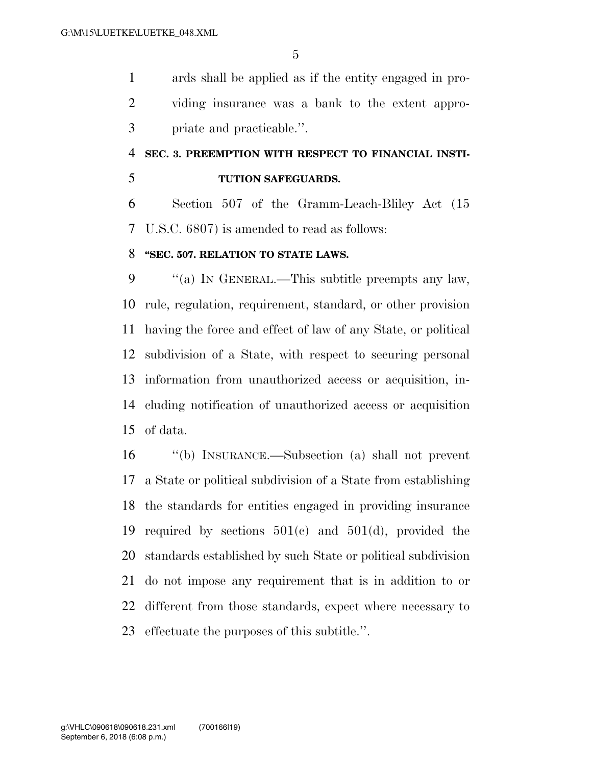ards shall be applied as if the entity engaged in providing insurance was a bank to the extent appropriate and practicable.''.

**SEC. 3. PREEMPTION WITH RESPECT TO FINANCIAL INSTITUTION SAFEGUARDS.**

Section 507 of the Gramm-Leach-Bliley Act (15 U.S.C. 6807) is amended to read as follows:

**''SEC. 507. RELATION TO STATE LAWS.**

''(a) IN GENERAL.—This subtitle preempts any law, rule, regulation, requirement, standard, or other provision having the force and effect of law of any State, or political subdivision of a State, with respect to securing personal information from unauthorized access or acquisition, including notification of unauthorized access or acquisition of data.

''(b) INSURANCE.—Subsection (a) shall not prevent a State or political subdivision of a State from establishing the standards for entities engaged in providing insurance required by sections 501(c) and 501(d), provided the standards established by such State or political subdivision do not impose any requirement that is in addition to or different from those standards, expect where necessary to effectuate the purposes of this subtitle.''.